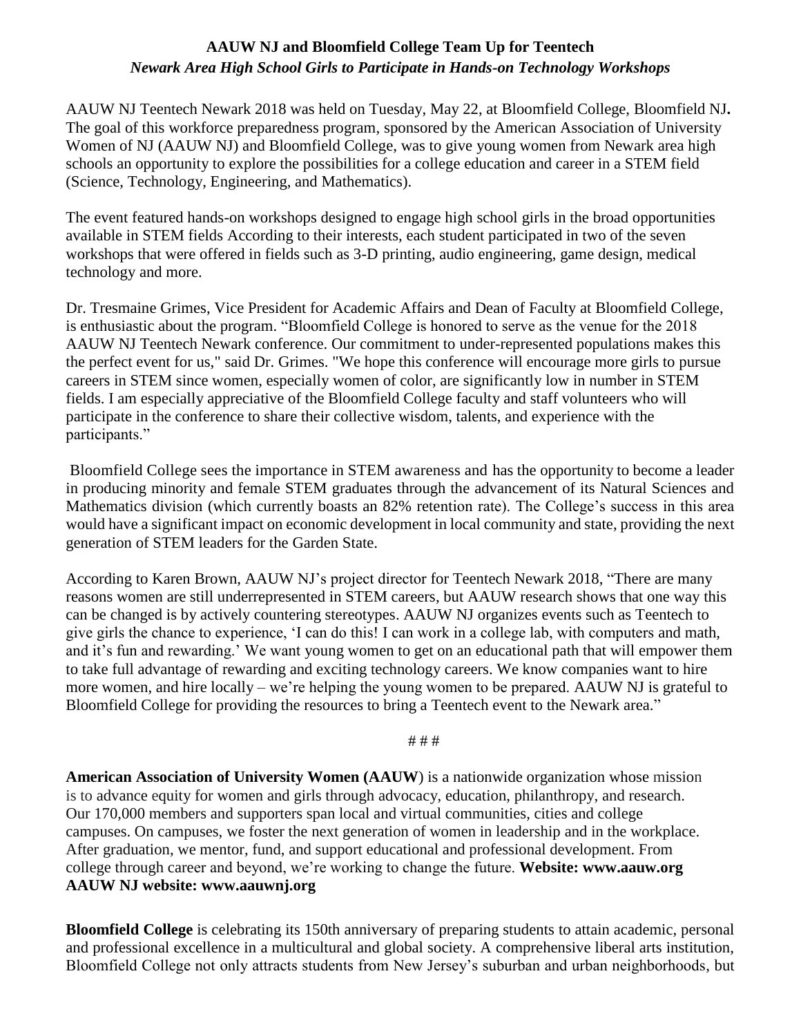**AAUW NJ and Bloomfield College Team Up for Teentech**

***Newark Area High School Girls to Participate in Hands-on Technology Workshops***

AAUW NJ Teentech Newark 2018 was held on Tuesday, May 22, at Bloomfield College, Bloomfield NJ**.** The goal of this workforce preparedness program, sponsored by the American Association of University Women of NJ (AAUW NJ) and Bloomfield College, was to give young women from Newark area high schools an opportunity to explore the possibilities for a college education and career in a STEM field (Science, Technology, Engineering, and Mathematics).

The event featured hands-on workshops designed to engage high school girls in the broad opportunities available in STEM fields According to their interests, each student participated in two of the seven workshops that were offered in fields such as 3-D printing, audio engineering, game design, medical technology and more.

Dr. Tresmaine Grimes, Vice President for Academic Affairs and Dean of Faculty at Bloomfield College, is enthusiastic about the program. "Bloomfield College is honored to serve as the venue for the 2018 AAUW NJ Teentech Newark conference. Our commitment to under-represented populations makes this the perfect event for us," said Dr. Grimes. "We hope this conference will encourage more girls to pursue careers in STEM since women, especially women of color, are significantly low in number in STEM fields. I am especially appreciative of the Bloomfield College faculty and staff volunteers who will participate in the conference to share their collective wisdom, talents, and experience with the participants."

Bloomfield College sees the importance in STEM awareness and has the opportunity to become a leader in producing minority and female STEM graduates through the advancement of its Natural Sciences and Mathematics division (which currently boasts an 82% retention rate). The College's success in this area would have a significant impact on economic development in local community and state, providing the next generation of STEM leaders for the Garden State.

According to Karen Brown, AAUW NJ's project director for Teentech Newark 2018, "There are many reasons women are still underrepresented in STEM careers, but AAUW research shows that one way this can be changed is by actively countering stereotypes. AAUW NJ organizes events such as Teentech to give girls the chance to experience, 'I can do this! I can work in a college lab, with computers and math, and it's fun and rewarding.' We want young women to get on an educational path that will empower them to take full advantage of rewarding and exciting technology careers. We know companies want to hire more women, and hire locally – we're helping the young women to be prepared. AAUW NJ is grateful to Bloomfield College for providing the resources to bring a Teentech event to the Newark area."

# # #

**American Association of University Women (AAUW**) is a nationwide organization whose mission is to advance equity for women and girls through advocacy, education, philanthropy, and research. Our 170,000 members and supporters span local and virtual communities, cities and college campuses. On campuses, we foster the next generation of women in leadership and in the workplace. After graduation, we mentor, fund, and support educational and professional development. From college through career and beyond, we're working to change the future. **Website: www.aauw.org AAUW NJ website: www.aauwnj.org**

**Bloomfield College** is celebrating its 150th anniversary of preparing students to attain academic, personal and professional excellence in a multicultural and global society. A comprehensive liberal arts institution, Bloomfield College not only attracts students from New Jersey's suburban and urban neighborhoods, but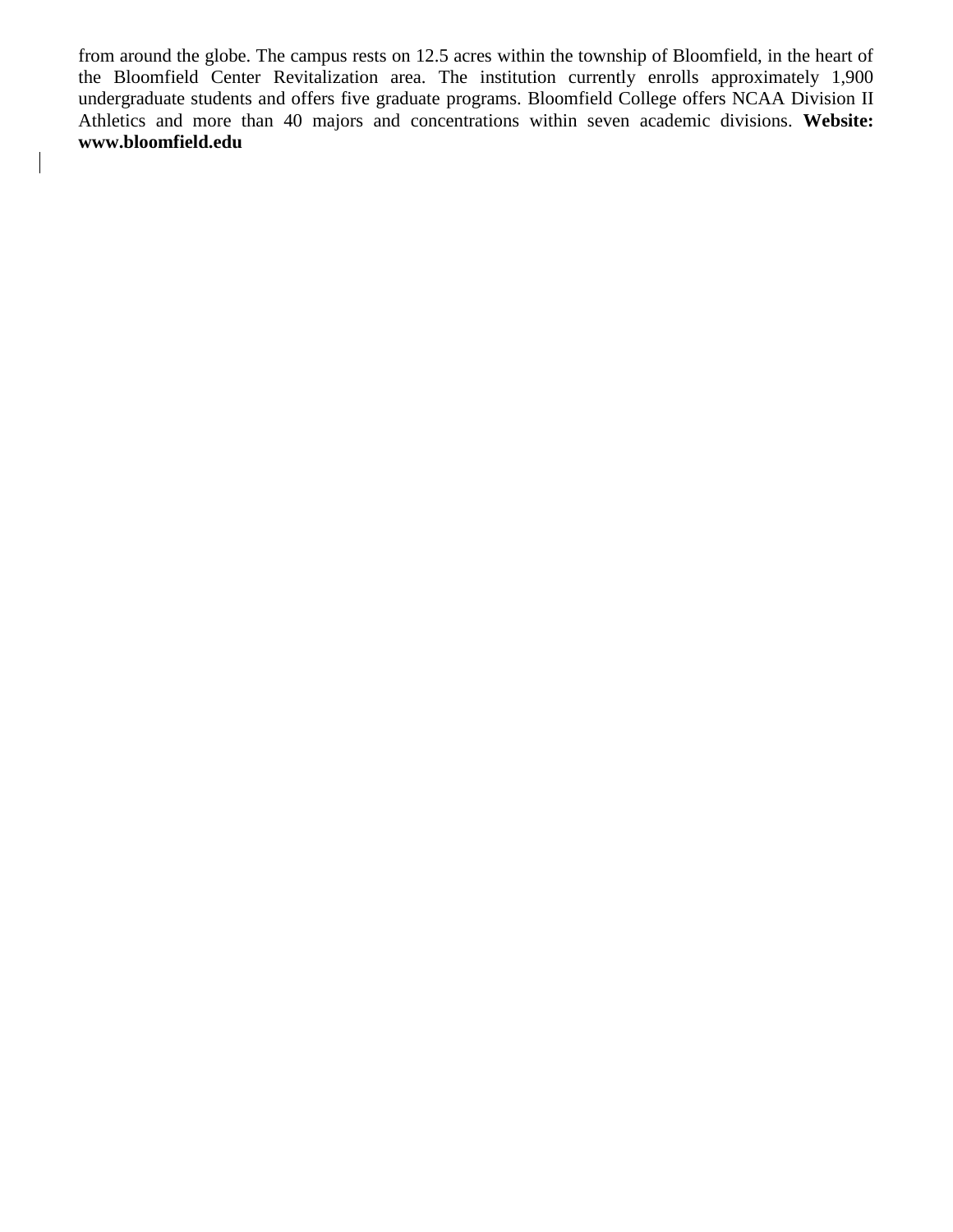from around the globe. The campus rests on 12.5 acres within the township of Bloomfield, in the heart of the Bloomfield Center Revitalization area. The institution currently enrolls approximately 1,900 undergraduate students and offers five graduate programs. Bloomfield College offers NCAA Division II Athletics and more than 40 majors and concentrations within seven academic divisions. **Website: www.bloomfield.edu**